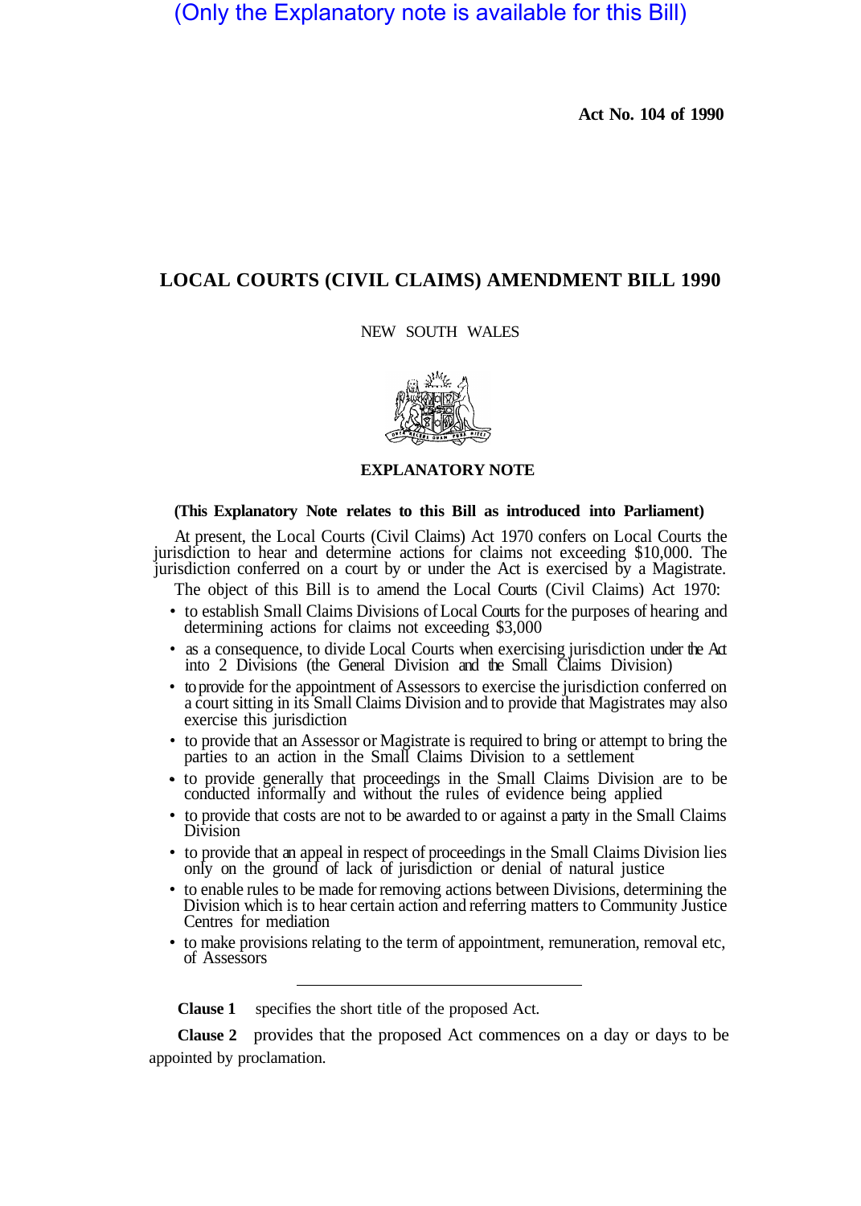(Only the Explanatory note is available for this Bill)

**Act No. 104 of 1990**

# LOCAL COURTS (CIVIL CLAIMS) AMENDMENT BILL 1990

NEW SOUTH WALES

## EXPLANATORY NOTE

**(This Explanatory Note relates to this Bill as introduced into Parliament)**

At present, the Local Courts (Civil Claims) Act 1970 confers on Local Courts the jurisdiction to hear and determine actions for claims not exceeding $10,000. The jurisdiction conferred on a court by or under the Act is exercised by a Magistrate.

The object of this Bill is to amend the Local Courts (Civil Claims) Act 1970:

- to establish Small Claims Divisions of Local Courts for the purposes of hearing and determining actions for claims not exceeding $3,000
- as a consequence, to divide Local Courts when exercising jurisdiction under the Act into 2 Divisions (the General Division and the Small Claims Division)
- to provide for the appointment of Assessors to exercise the jurisdiction conferred on a court sitting in its Small Claims Division and to provide that Magistrates may also exercise this jurisdiction
- to provide that an Assessor or Magistrate is required to bring or attempt to bring the parties to an action in the Small Claims Division to a settlement
- to provide generally that proceedings in the Small Claims Division are to be conducted informally and without the rules of evidence being applied
- to provide that costs are not to be awarded to or against a party in the Small Claims Division
- to provide that an appeal in respect of proceedings in the Small Claims Division lies only on the ground of lack of jurisdiction or denial of natural justice
- to enable rules to be made for removing actions between Divisions, determining the Division which is to hear certain action and referring matters to Community Justice Centres for mediation
- to make provisions relating to the term of appointment, remuneration, removal etc, of Assessors

---

**Clause 1** specifies the short title of the proposed Act.

**Clause 2** provides that the proposed Act commences on a day or days to be appointed by proclamation.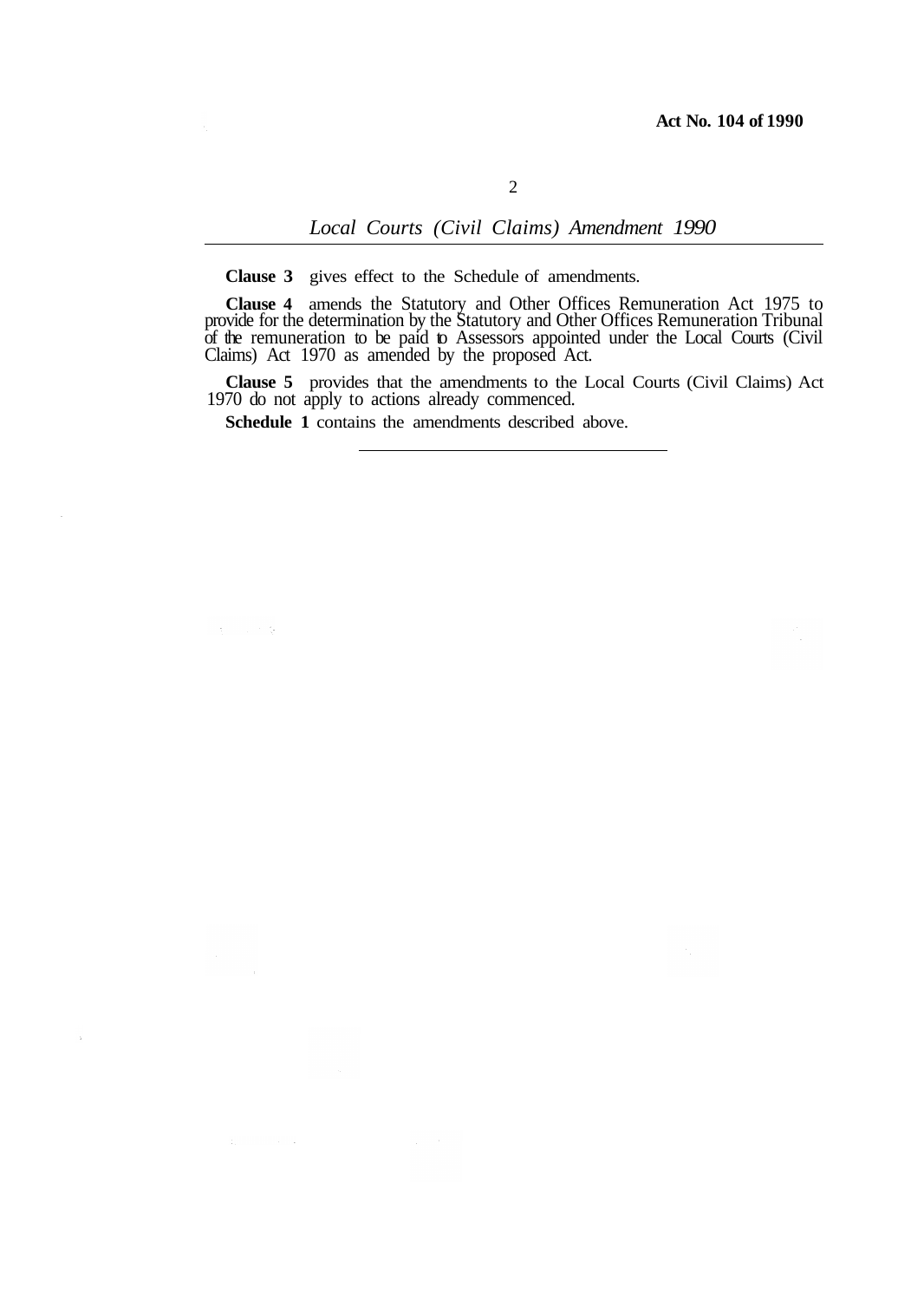**Clause 3** gives effect to the Schedule of amendments.

**Clause 4** amends the Statutory and Other Offices Remuneration Act 1975 to provide for the determination by the Statutory and Other Offices Remuneration Tribunal of the remuneration to be paid to Assessors appointed under the Local Courts (Civil Claims) Act 1970 as amended by the proposed Act.

**Clause 5** provides that the amendments to the Local Courts (Civil Claims) Act 1970 do not apply to actions already commenced.

**Schedule 1** contains the amendments described above.